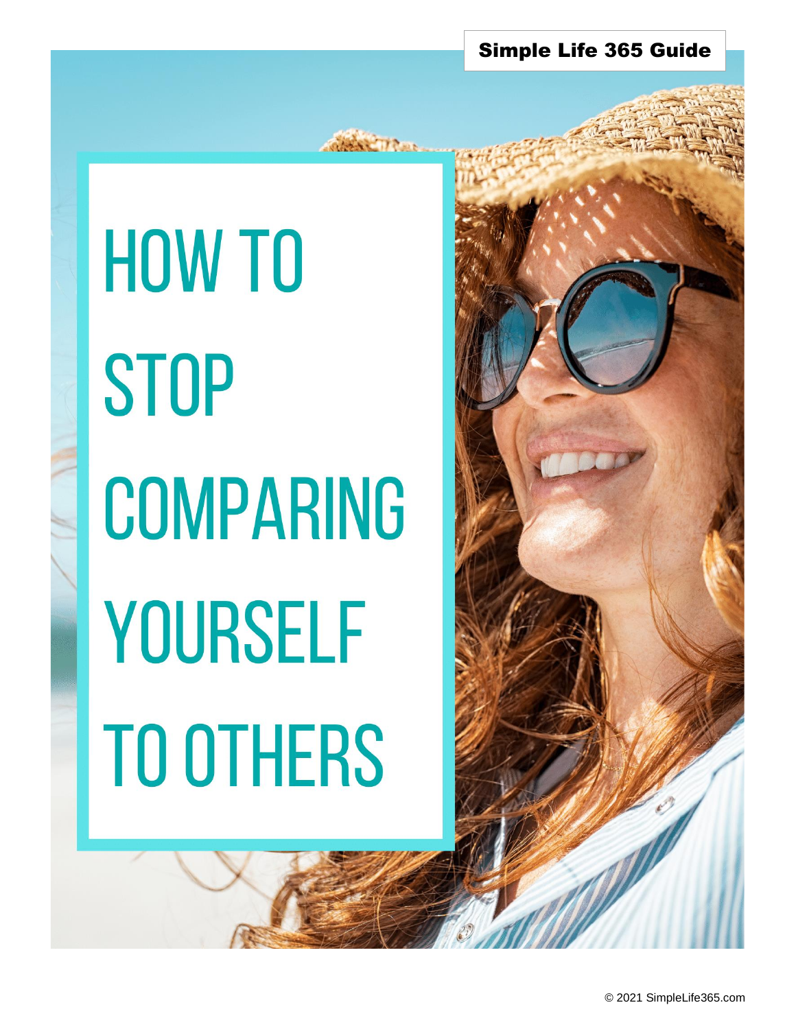Simple Life 365 Guide

# HOW TO STOP COMPARING YOURSELF TO OTHERS

© 2021 SimpleLife365.com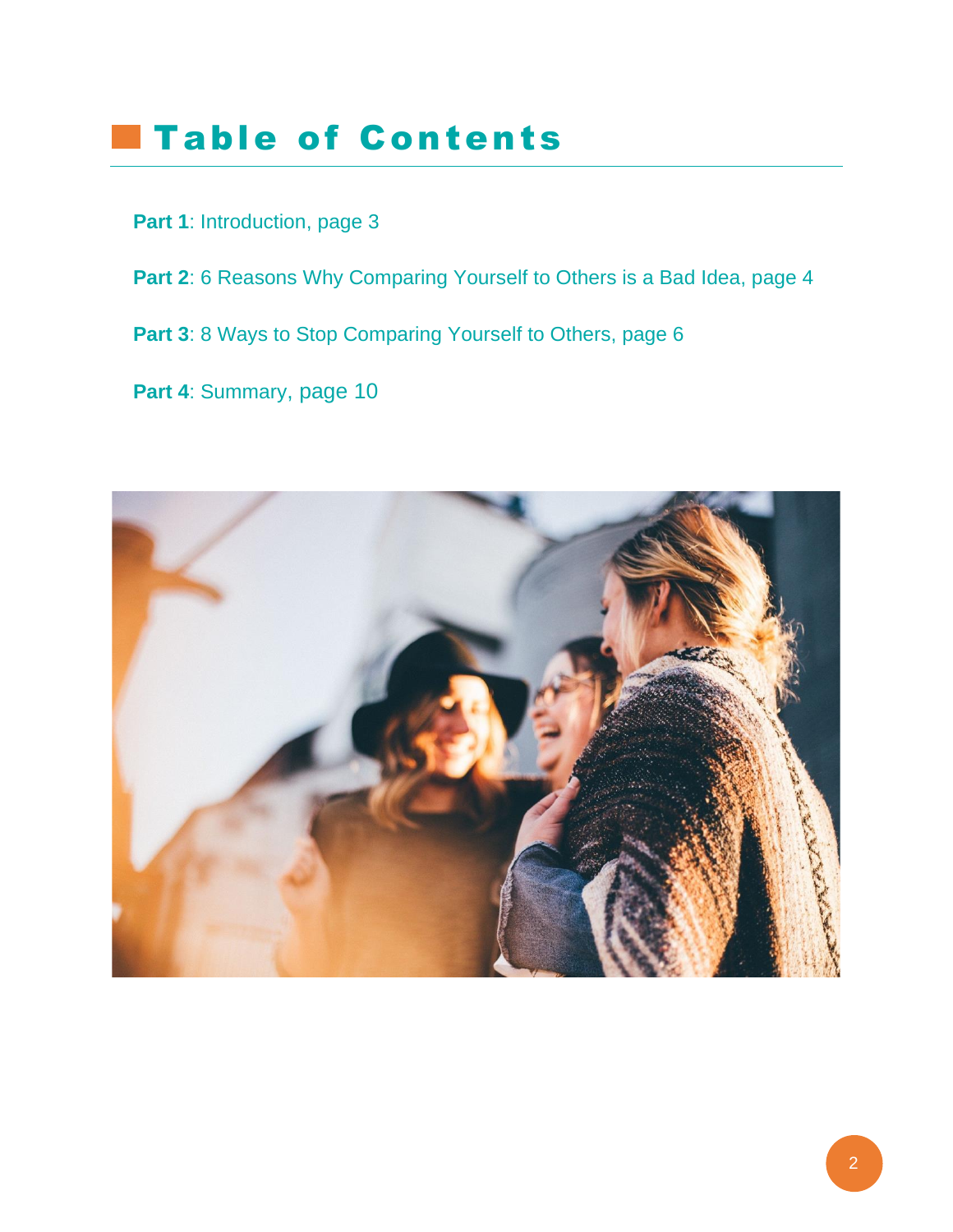# Table of Contents

**Part 1**: Introduction, page 3

**Part 2**: 6 Reasons Why Comparing Yourself to Others is a Bad Idea, page 4

**Part 3**: 8 Ways to Stop Comparing Yourself to Others, page 6

**Part 4**: Summary, page 10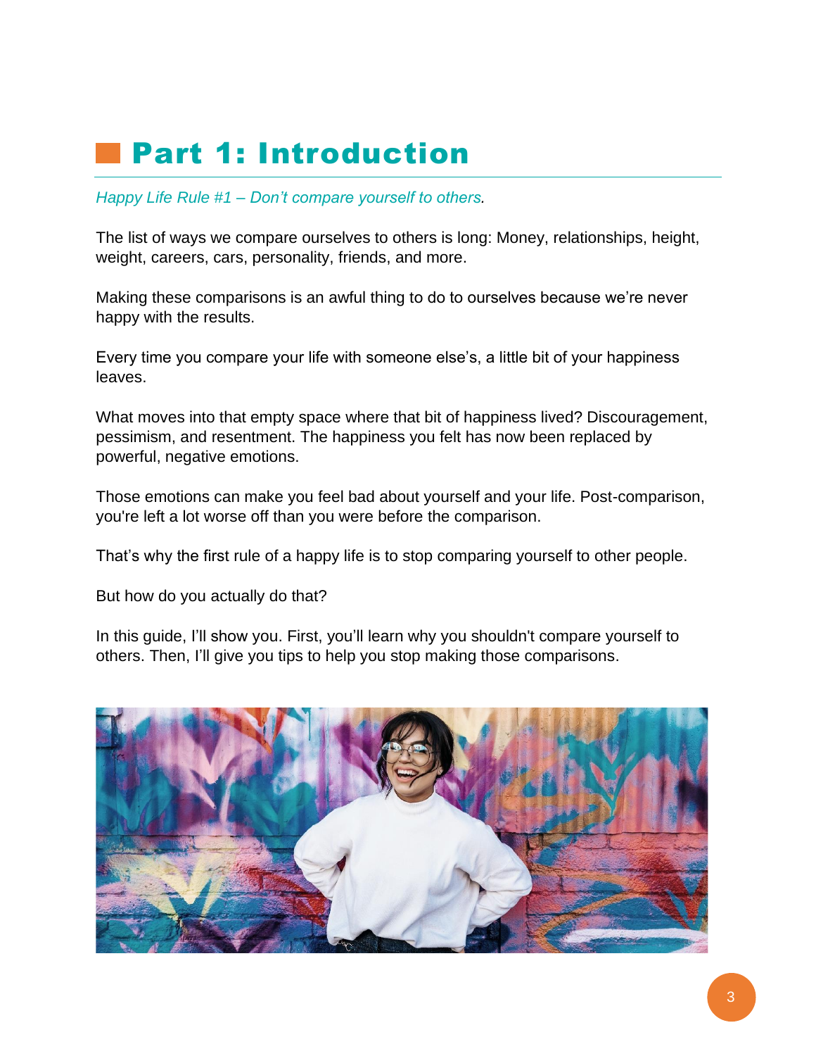# Part 1: Introduction

*Happy Life Rule #1 – Don't compare yourself to others.*

The list of ways we compare ourselves to others is long: Money, relationships, height, weight, careers, cars, personality, friends, and more.

Making these comparisons is an awful thing to do to ourselves because we're never happy with the results.

Every time you compare your life with someone else's, a little bit of your happiness leaves.

What moves into that empty space where that bit of happiness lived? Discouragement, pessimism, and resentment. The happiness you felt has now been replaced by powerful, negative emotions.

Those emotions can make you feel bad about yourself and your life. Post-comparison, you're left a lot worse off than you were before the comparison.

That's why the first rule of a happy life is to stop comparing yourself to other people.

But how do you actually do that?

In this guide, I'll show you. First, you'll learn why you shouldn't compare yourself to others. Then, I'll give you tips to help you stop making those comparisons.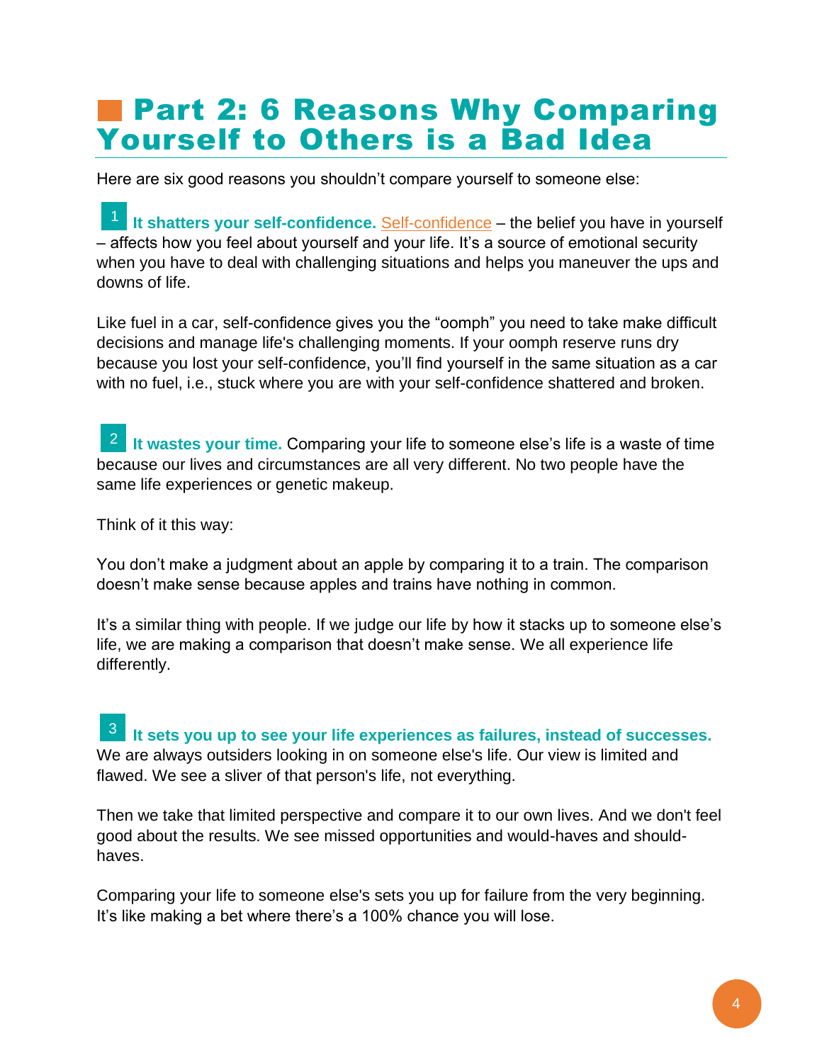# Part 2: 6 Reasons Why Comparing Yourself to Others is a Bad Idea

Here are six good reasons you shouldn't compare yourself to someone else:

1 **It shatters your self-confidence.** Self-confidence – the belief you have in yourself – affects how you feel about yourself and your life. It's a source of emotional security when you have to deal with challenging situations and helps you maneuver the ups and downs of life.

Like fuel in a car, self-confidence gives you the "oomph" you need to take make difficult decisions and manage life's challenging moments. If your oomph reserve runs dry because you lost your self-confidence, you'll find yourself in the same situation as a car with no fuel, i.e., stuck where you are with your self-confidence shattered and broken.

2 **It wastes your time.** Comparing your life to someone else's life is a waste of time because our lives and circumstances are all very different. No two people have the same life experiences or genetic makeup.

Think of it this way:

You don't make a judgment about an apple by comparing it to a train. The comparison doesn't make sense because apples and trains have nothing in common.

It's a similar thing with people. If we judge our life by how it stacks up to someone else's life, we are making a comparison that doesn't make sense. We all experience life differently.

3 **It sets you up to see your life experiences as failures, instead of successes.** We are always outsiders looking in on someone else's life. Our view is limited and flawed. We see a sliver of that person's life, not everything.

Then we take that limited perspective and compare it to our own lives. And we don't feel good about the results. We see missed opportunities and would-haves and should-haves.

Comparing your life to someone else's sets you up for failure from the very beginning. It's like making a bet where there's a 100% chance you will lose.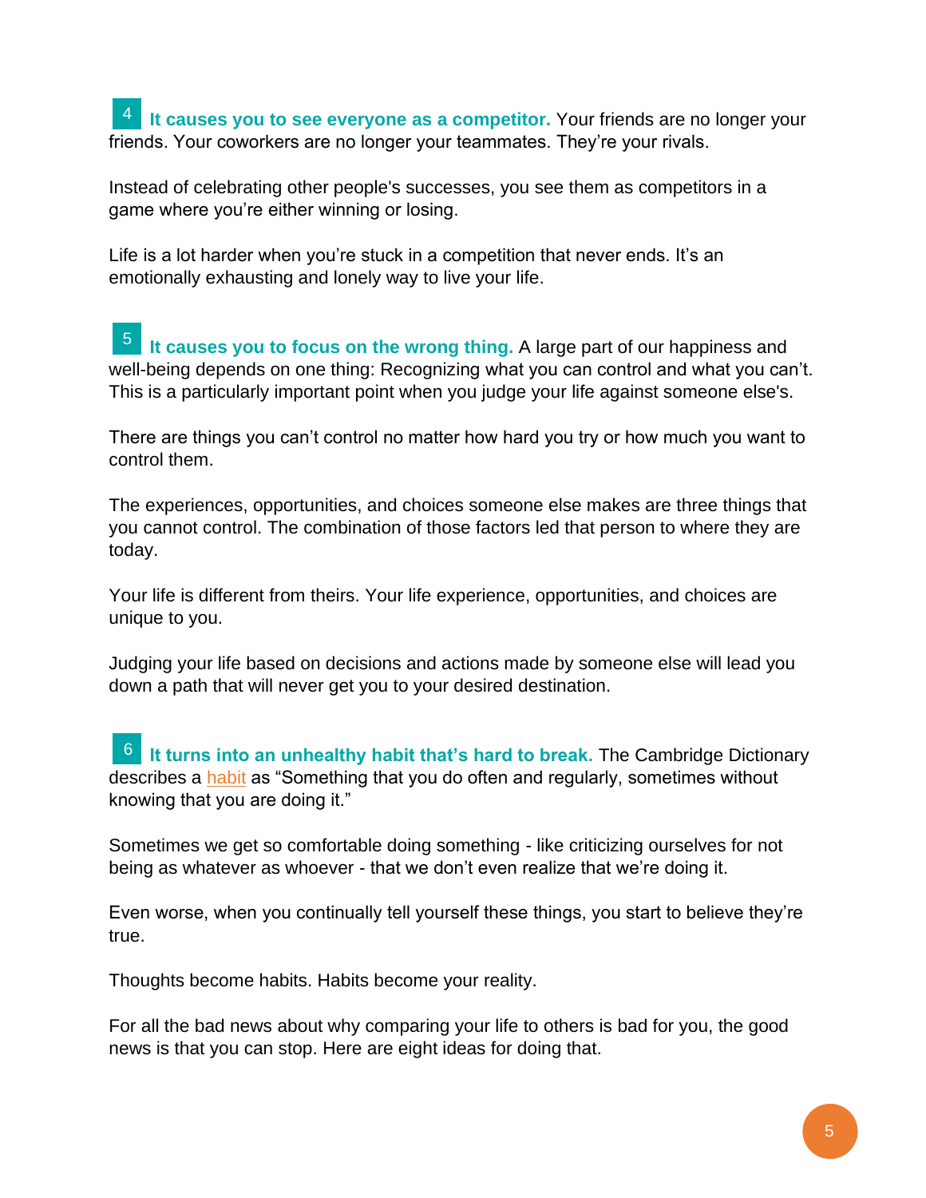**4 It causes you to see everyone as a competitor.** Your friends are no longer your friends. Your coworkers are no longer your teammates. They're your rivals.

Instead of celebrating other people's successes, you see them as competitors in a game where you're either winning or losing.

Life is a lot harder when you're stuck in a competition that never ends. It's an emotionally exhausting and lonely way to live your life.

**5 It causes you to focus on the wrong thing.** A large part of our happiness and well-being depends on one thing: Recognizing what you can control and what you can't. This is a particularly important point when you judge your life against someone else's.

There are things you can't control no matter how hard you try or how much you want to control them.

The experiences, opportunities, and choices someone else makes are three things that you cannot control. The combination of those factors led that person to where they are today.

Your life is different from theirs. Your life experience, opportunities, and choices are unique to you.

Judging your life based on decisions and actions made by someone else will lead you down a path that will never get you to your desired destination.

**6 It turns into an unhealthy habit that's hard to break.** The Cambridge Dictionary describes a habit as "Something that you do often and regularly, sometimes without knowing that you are doing it."

Sometimes we get so comfortable doing something - like criticizing ourselves for not being as whatever as whoever - that we don't even realize that we're doing it.

Even worse, when you continually tell yourself these things, you start to believe they're true.

Thoughts become habits. Habits become your reality.

For all the bad news about why comparing your life to others is bad for you, the good news is that you can stop. Here are eight ideas for doing that.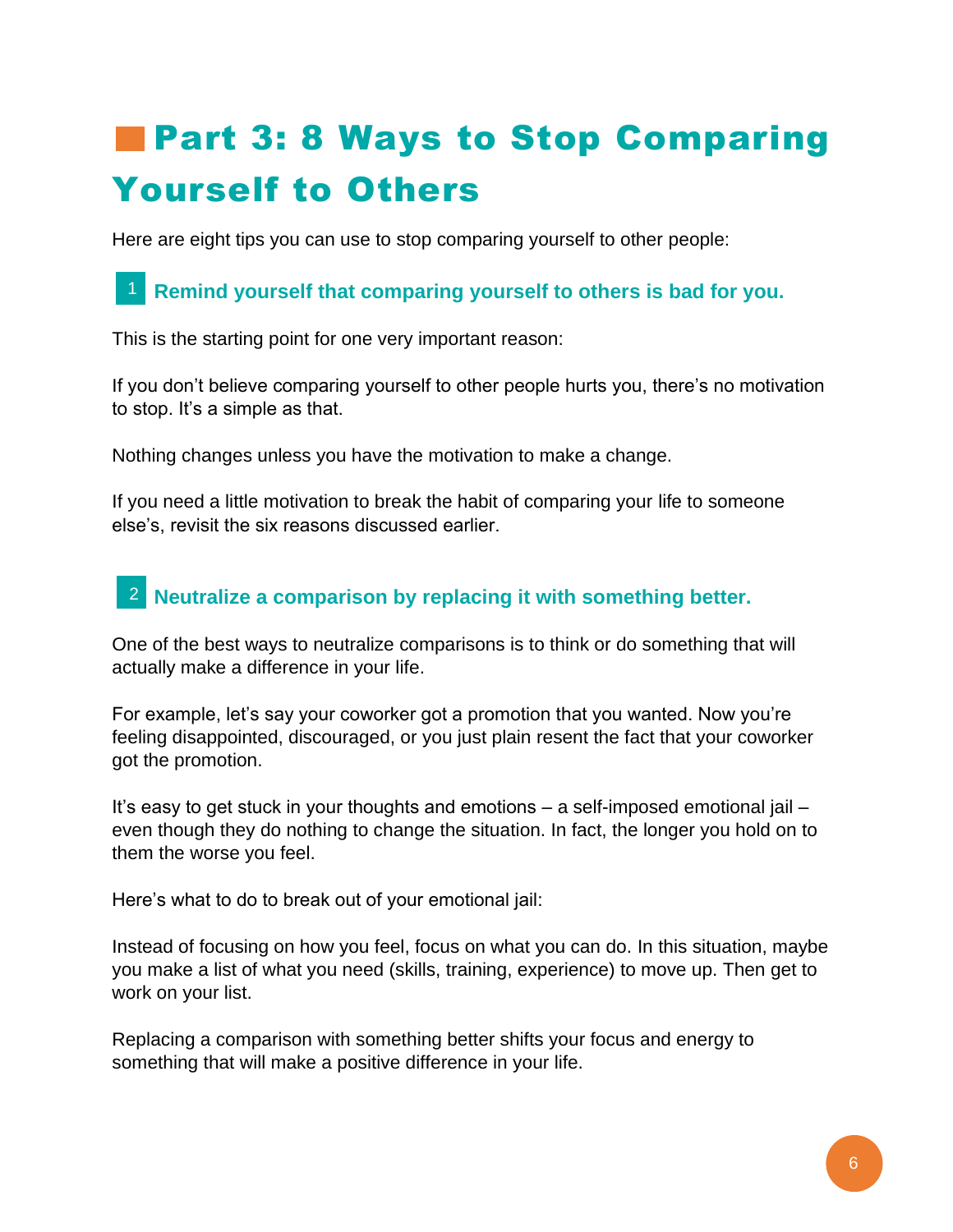# Part 3: 8 Ways to Stop Comparing Yourself to Others

Here are eight tips you can use to stop comparing yourself to other people:

### 1 Remind yourself that comparing yourself to others is bad for you.

This is the starting point for one very important reason:

If you don't believe comparing yourself to other people hurts you, there's no motivation to stop. It's a simple as that.

Nothing changes unless you have the motivation to make a change.

If you need a little motivation to break the habit of comparing your life to someone else's, revisit the six reasons discussed earlier.

### 2 Neutralize a comparison by replacing it with something better.

One of the best ways to neutralize comparisons is to think or do something that will actually make a difference in your life.

For example, let's say your coworker got a promotion that you wanted. Now you're feeling disappointed, discouraged, or you just plain resent the fact that your coworker got the promotion.

It's easy to get stuck in your thoughts and emotions – a self-imposed emotional jail – even though they do nothing to change the situation. In fact, the longer you hold on to them the worse you feel.

Here's what to do to break out of your emotional jail:

Instead of focusing on how you feel, focus on what you can do. In this situation, maybe you make a list of what you need (skills, training, experience) to move up. Then get to work on your list.

Replacing a comparison with something better shifts your focus and energy to something that will make a positive difference in your life.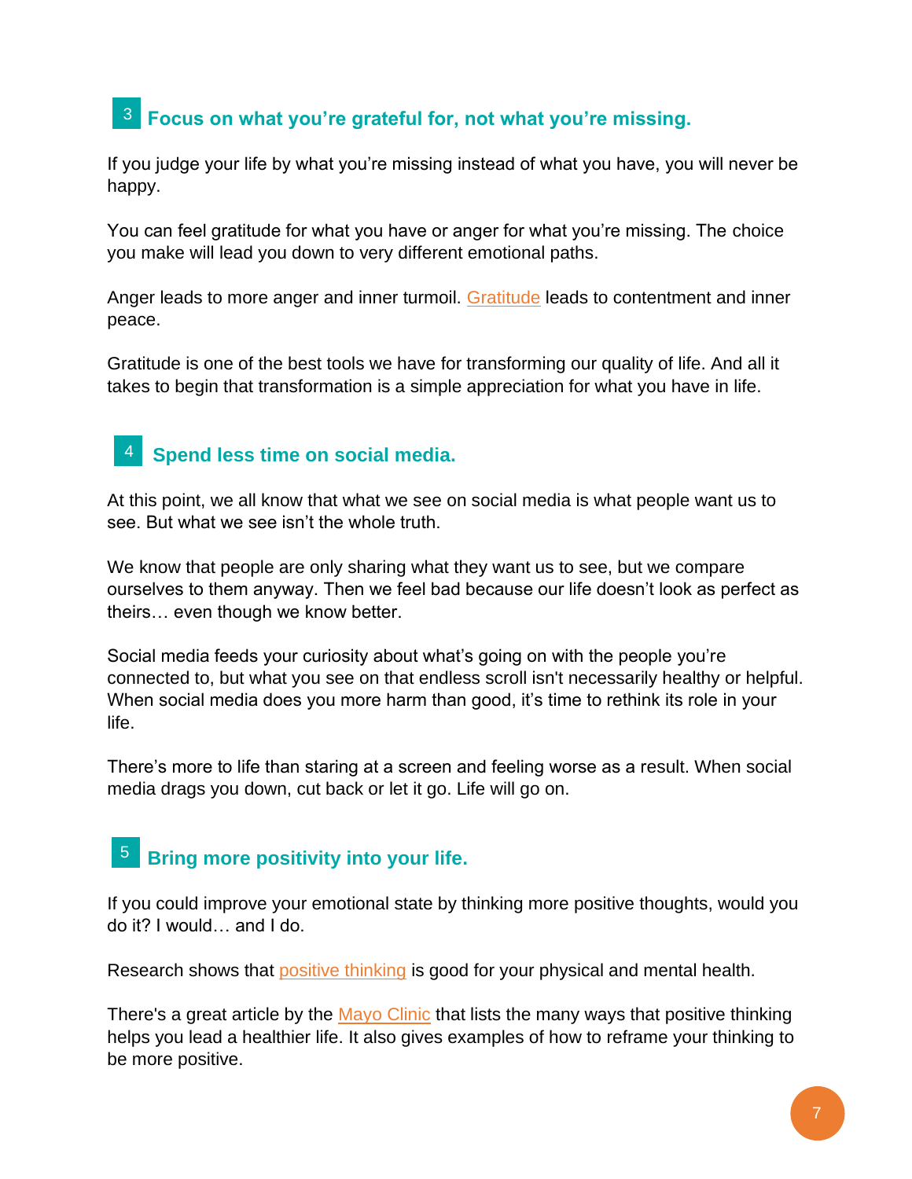### 3 Focus on what you're grateful for, not what you're missing.

If you judge your life by what you're missing instead of what you have, you will never be happy.

You can feel gratitude for what you have or anger for what you're missing. The choice you make will lead you down to very different emotional paths.

Anger leads to more anger and inner turmoil. Gratitude leads to contentment and inner peace.

Gratitude is one of the best tools we have for transforming our quality of life. And all it takes to begin that transformation is a simple appreciation for what you have in life.

### 4 Spend less time on social media.

At this point, we all know that what we see on social media is what people want us to see. But what we see isn't the whole truth.

We know that people are only sharing what they want us to see, but we compare ourselves to them anyway. Then we feel bad because our life doesn't look as perfect as theirs… even though we know better.

Social media feeds your curiosity about what's going on with the people you're connected to, but what you see on that endless scroll isn't necessarily healthy or helpful. When social media does you more harm than good, it's time to rethink its role in your life.

There's more to life than staring at a screen and feeling worse as a result. When social media drags you down, cut back or let it go. Life will go on.

### 5 Bring more positivity into your life.

If you could improve your emotional state by thinking more positive thoughts, would you do it? I would… and I do.

Research shows that positive thinking is good for your physical and mental health.

There's a great article by the Mayo Clinic that lists the many ways that positive thinking helps you lead a healthier life. It also gives examples of how to reframe your thinking to be more positive.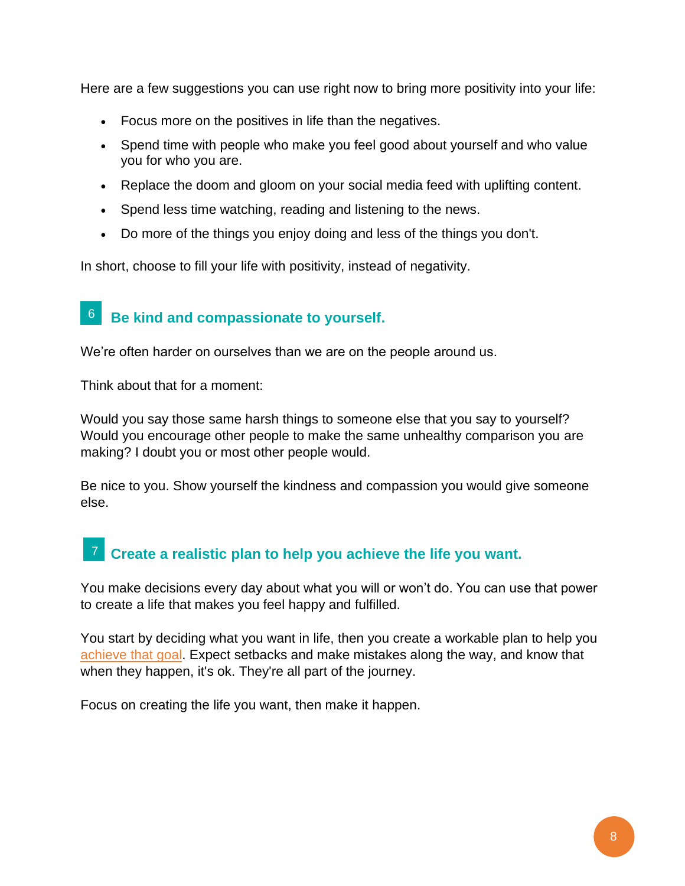Here are a few suggestions you can use right now to bring more positivity into your life:

- Focus more on the positives in life than the negatives.
- Spend time with people who make you feel good about yourself and who value you for who you are.
- Replace the doom and gloom on your social media feed with uplifting content.
- Spend less time watching, reading and listening to the news.
- Do more of the things you enjoy doing and less of the things you don't.

In short, choose to fill your life with positivity, instead of negativity.

## 6 Be kind and compassionate to yourself.

We're often harder on ourselves than we are on the people around us.

Think about that for a moment:

Would you say those same harsh things to someone else that you say to yourself? Would you encourage other people to make the same unhealthy comparison you are making? I doubt you or most other people would.

Be nice to you. Show yourself the kindness and compassion you would give someone else.

## 7 Create a realistic plan to help you achieve the life you want.

You make decisions every day about what you will or won't do. You can use that power to create a life that makes you feel happy and fulfilled.

You start by deciding what you want in life, then you create a workable plan to help you achieve that goal. Expect setbacks and make mistakes along the way, and know that when they happen, it's ok. They're all part of the journey.

Focus on creating the life you want, then make it happen.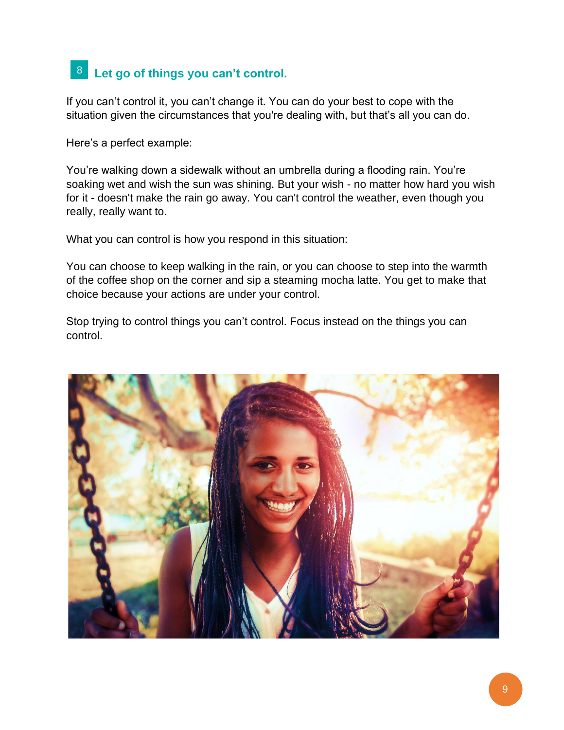## 8 Let go of things you can't control.

If you can't control it, you can't change it. You can do your best to cope with the situation given the circumstances that you're dealing with, but that's all you can do.

Here's a perfect example:

You're walking down a sidewalk without an umbrella during a flooding rain. You're soaking wet and wish the sun was shining. But your wish - no matter how hard you wish for it - doesn't make the rain go away. You can't control the weather, even though you really, really want to.

What you can control is how you respond in this situation:

You can choose to keep walking in the rain, or you can choose to step into the warmth of the coffee shop on the corner and sip a steaming mocha latte. You get to make that choice because your actions are under your control.

Stop trying to control things you can't control. Focus instead on the things you can control.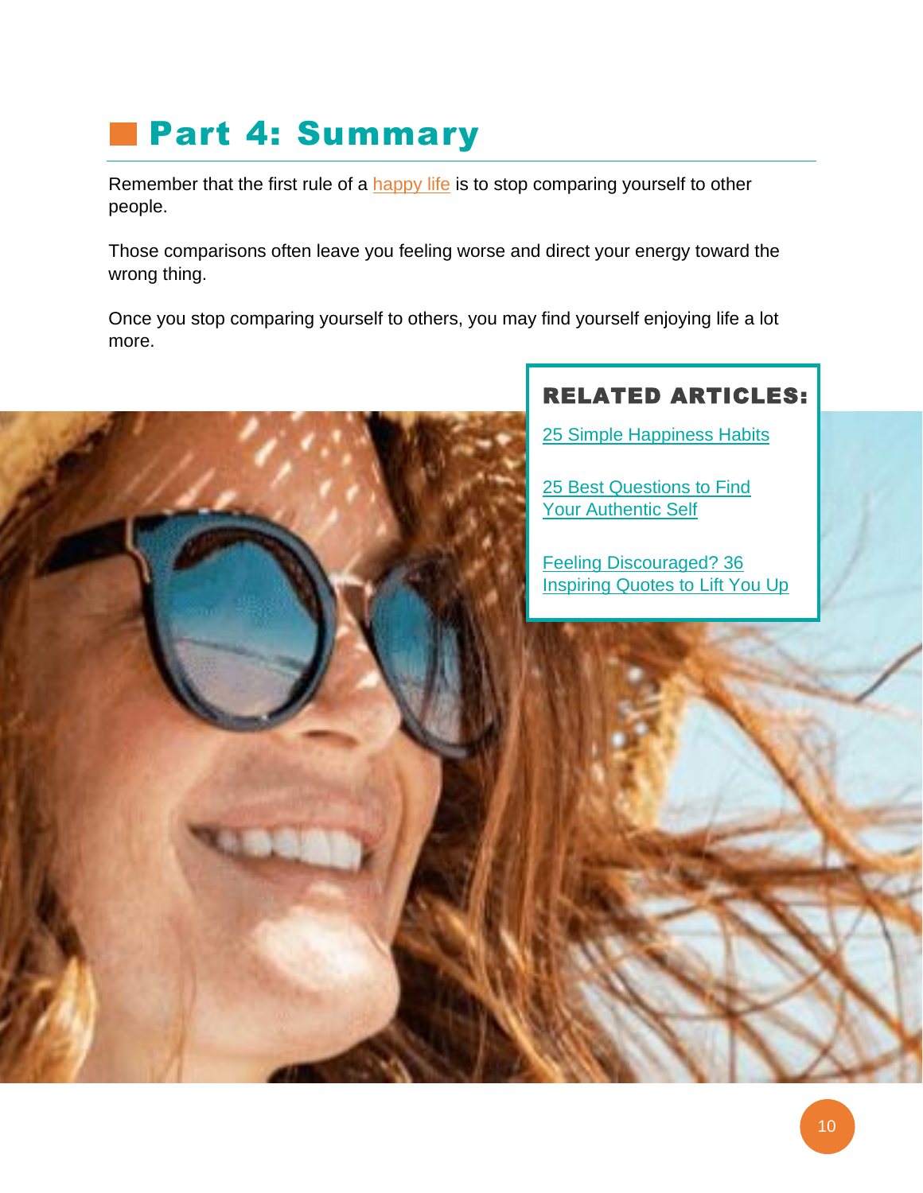## Part 4: Summary

Remember that the first rule of a happy life is to stop comparing yourself to other people.

Those comparisons often leave you feeling worse and direct your energy toward the wrong thing.

Once you stop comparing yourself to others, you may find yourself enjoying life a lot more.

**RELATED ARTICLES:**

25 Simple Happiness Habits

25 Best Questions to Find Your Authentic Self

Feeling Discouraged? 36 Inspiring Quotes to Lift You Up